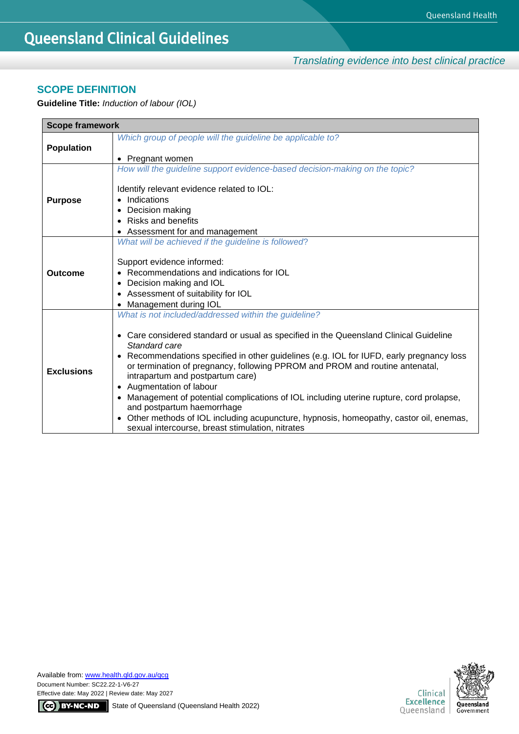# Queensland Clinical Guidelines

*Translating evidence into best clinical practice*

## SCOPE DEFINITION

**Guideline Title:** *Induction of labour (IOL)*

| Scope framework | |
|---|---|
| **Population** | *Which group of people will the guideline be applicable to?*<br><br>• Pregnant women |
| **Purpose** | *How will the guideline support evidence-based decision-making on the topic?*<br><br>Identify relevant evidence related to IOL:<br>• Indications<br>• Decision making<br>• Risks and benefits<br>• Assessment for and management |
| **Outcome** | *What will be achieved if the guideline is followed?*<br><br>Support evidence informed:<br>• Recommendations and indications for IOL<br>• Decision making and IOL<br>• Assessment of suitability for IOL<br>• Management during IOL |
| **Exclusions** | *What is not included/addressed within the guideline?*<br><br>• Care considered standard or usual as specified in the Queensland Clinical Guideline *Standard care*<br>• Recommendations specified in other guidelines (e.g. IOL for IUFD, early pregnancy loss or termination of pregnancy, following PPROM and PROM and routine antenatal, intrapartum and postpartum care)<br>• Augmentation of labour<br>• Management of potential complications of IOL including uterine rupture, cord prolapse, and postpartum haemorrhage<br>• Other methods of IOL including acupuncture, hypnosis, homeopathy, castor oil, enemas, sexual intercourse, breast stimulation, nitrates |

Available from: www.health.qld.gov.au/qcg
Document Number: SC22.22-1-V6-27
Effective date: May 2022 | Review date: May 2027
State of Queensland (Queensland Health 2022)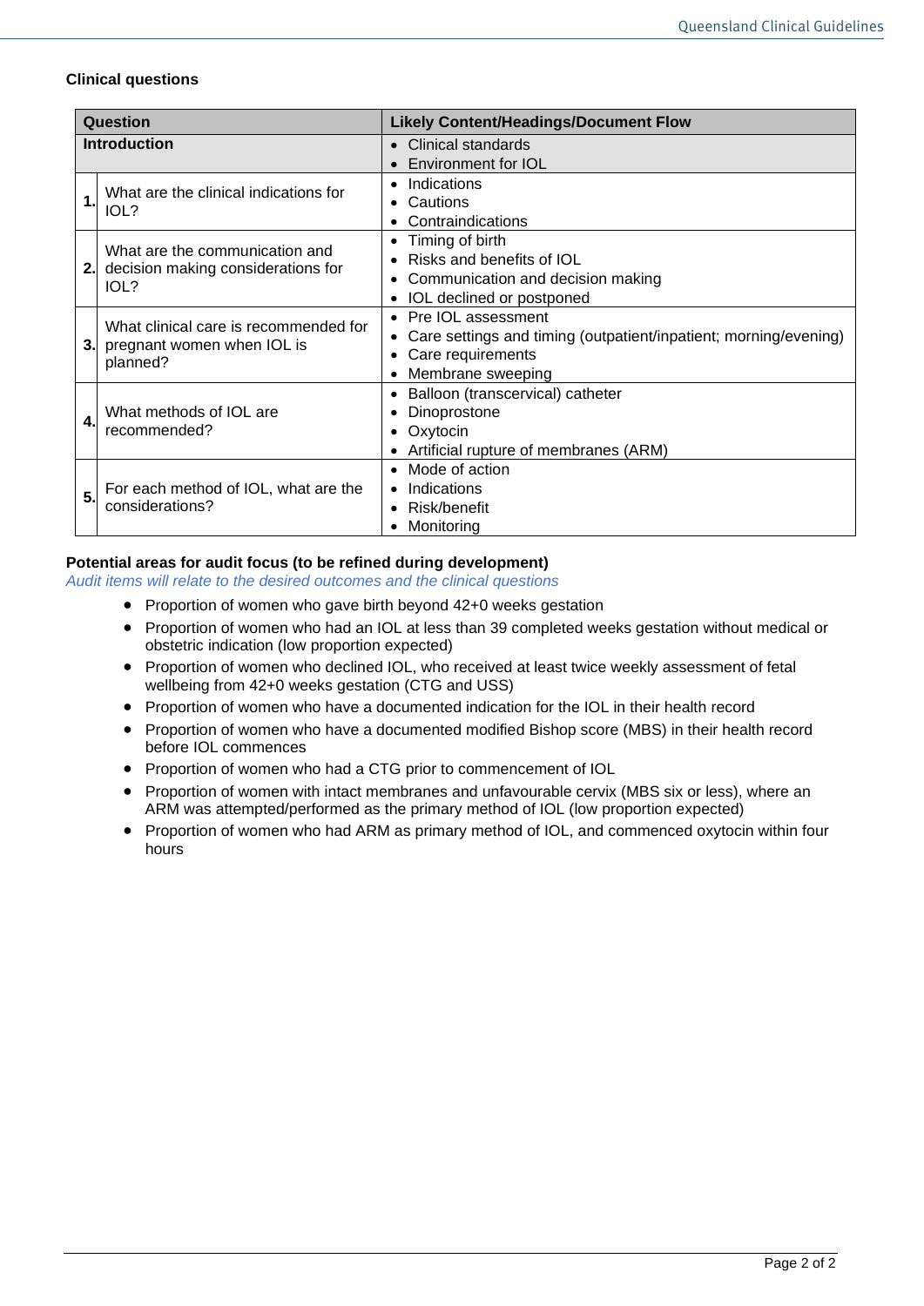**Clinical questions**

| Question | | Likely Content/Headings/Document Flow |
|---|---|---|
| **Introduction** | | • Clinical standards<br>• Environment for IOL |
| **1.** | What are the clinical indications for IOL? | • Indications<br>• Cautions<br>• Contraindications |
| **2.** | What are the communication and decision making considerations for IOL? | • Timing of birth<br>• Risks and benefits of IOL<br>• Communication and decision making<br>• IOL declined or postponed |
| **3.** | What clinical care is recommended for pregnant women when IOL is planned? | • Pre IOL assessment<br>• Care settings and timing (outpatient/inpatient; morning/evening)<br>• Care requirements<br>• Membrane sweeping |
| **4.** | What methods of IOL are recommended? | • Balloon (transcervical) catheter<br>• Dinoprostone<br>• Oxytocin<br>• Artificial rupture of membranes (ARM) |
| **5.** | For each method of IOL, what are the considerations? | • Mode of action<br>• Indications<br>• Risk/benefit<br>• Monitoring |

**Potential areas for audit focus (to be refined during development)**

*Audit items will relate to the desired outcomes and the clinical questions*

- Proportion of women who gave birth beyond 42+0 weeks gestation
- Proportion of women who had an IOL at less than 39 completed weeks gestation without medical or obstetric indication (low proportion expected)
- Proportion of women who declined IOL, who received at least twice weekly assessment of fetal wellbeing from 42+0 weeks gestation (CTG and USS)
- Proportion of women who have a documented indication for the IOL in their health record
- Proportion of women who have a documented modified Bishop score (MBS) in their health record before IOL commences
- Proportion of women who had a CTG prior to commencement of IOL
- Proportion of women with intact membranes and unfavourable cervix (MBS six or less), where an ARM was attempted/performed as the primary method of IOL (low proportion expected)
- Proportion of women who had ARM as primary method of IOL, and commenced oxytocin within four hours